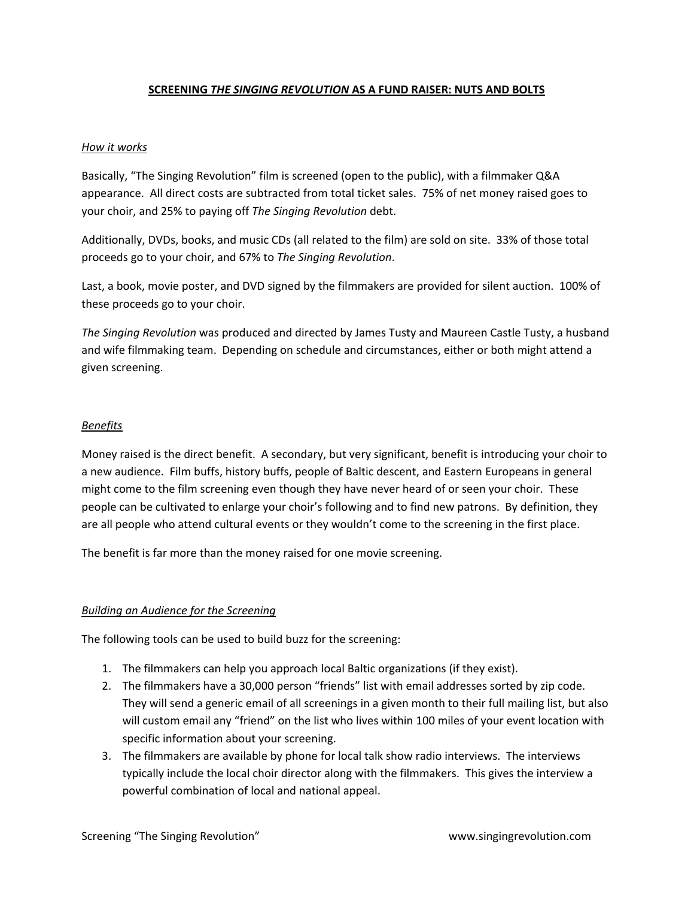# SCREENING *THE SINGING REVOLUTION* AS A FUND RAISER: NUTS AND BOLTS

*How it works*

Basically, "The Singing Revolution" film is screened (open to the public), with a filmmaker Q&A appearance. All direct costs are subtracted from total ticket sales. 75% of net money raised goes to your choir, and 25% to paying off *The Singing Revolution* debt.

Additionally, DVDs, books, and music CDs (all related to the film) are sold on site. 33% of those total proceeds go to your choir, and 67% to *The Singing Revolution*.

Last, a book, movie poster, and DVD signed by the filmmakers are provided for silent auction. 100% of these proceeds go to your choir.

*The Singing Revolution* was produced and directed by James Tusty and Maureen Castle Tusty, a husband and wife filmmaking team. Depending on schedule and circumstances, either or both might attend a given screening.

*Benefits*

Money raised is the direct benefit. A secondary, but very significant, benefit is introducing your choir to a new audience. Film buffs, history buffs, people of Baltic descent, and Eastern Europeans in general might come to the film screening even though they have never heard of or seen your choir. These people can be cultivated to enlarge your choir's following and to find new patrons. By definition, they are all people who attend cultural events or they wouldn't come to the screening in the first place.

The benefit is far more than the money raised for one movie screening.

*Building an Audience for the Screening*

The following tools can be used to build buzz for the screening:

1. The filmmakers can help you approach local Baltic organizations (if they exist).
2. The filmmakers have a 30,000 person "friends" list with email addresses sorted by zip code. They will send a generic email of all screenings in a given month to their full mailing list, but also will custom email any "friend" on the list who lives within 100 miles of your event location with specific information about your screening.
3. The filmmakers are available by phone for local talk show radio interviews. The interviews typically include the local choir director along with the filmmakers. This gives the interview a powerful combination of local and national appeal.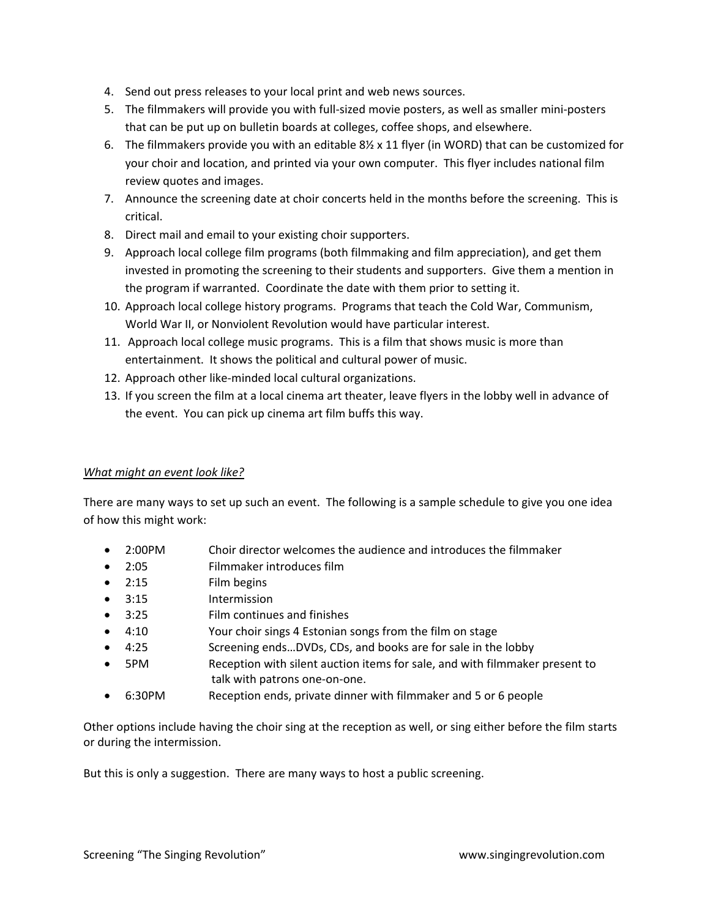4. Send out press releases to your local print and web news sources.
5. The filmmakers will provide you with full-sized movie posters, as well as smaller mini-posters that can be put up on bulletin boards at colleges, coffee shops, and elsewhere.
6. The filmmakers provide you with an editable 8½ x 11 flyer (in WORD) that can be customized for your choir and location, and printed via your own computer. This flyer includes national film review quotes and images.
7. Announce the screening date at choir concerts held in the months before the screening. This is critical.
8. Direct mail and email to your existing choir supporters.
9. Approach local college film programs (both filmmaking and film appreciation), and get them invested in promoting the screening to their students and supporters. Give them a mention in the program if warranted. Coordinate the date with them prior to setting it.
10. Approach local college history programs. Programs that teach the Cold War, Communism, World War II, or Nonviolent Revolution would have particular interest.
11. Approach local college music programs. This is a film that shows music is more than entertainment. It shows the political and cultural power of music.
12. Approach other like-minded local cultural organizations.
13. If you screen the film at a local cinema art theater, leave flyers in the lobby well in advance of the event. You can pick up cinema art film buffs this way.

*What might an event look like?*

There are many ways to set up such an event. The following is a sample schedule to give you one idea of how this might work:

- 2:00PM Choir director welcomes the audience and introduces the filmmaker
- 2:05 Filmmaker introduces film
- 2:15 Film begins
- 3:15 Intermission
- 3:25 Film continues and finishes
- 4:10 Your choir sings 4 Estonian songs from the film on stage
- 4:25 Screening ends…DVDs, CDs, and books are for sale in the lobby
- 5PM Reception with silent auction items for sale, and with filmmaker present to talk with patrons one-on-one.
- 6:30PM Reception ends, private dinner with filmmaker and 5 or 6 people

Other options include having the choir sing at the reception as well, or sing either before the film starts or during the intermission.

But this is only a suggestion. There are many ways to host a public screening.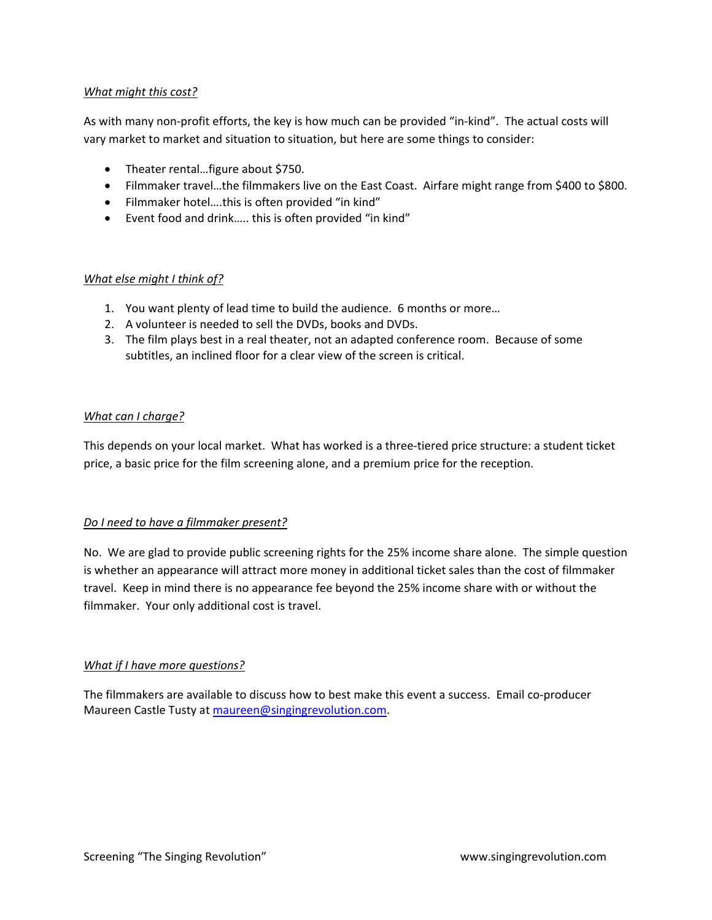*What might this cost?*

As with many non-profit efforts, the key is how much can be provided "in-kind". The actual costs will vary market to market and situation to situation, but here are some things to consider:

- Theater rental…figure about $750.
- Filmmaker travel…the filmmakers live on the East Coast. Airfare might range from $400 to $800.
- Filmmaker hotel….this is often provided "in kind"
- Event food and drink….. this is often provided "in kind"

*What else might I think of?*

1. You want plenty of lead time to build the audience. 6 months or more…
2. A volunteer is needed to sell the DVDs, books and DVDs.
3. The film plays best in a real theater, not an adapted conference room. Because of some subtitles, an inclined floor for a clear view of the screen is critical.

*What can I charge?*

This depends on your local market. What has worked is a three-tiered price structure: a student ticket price, a basic price for the film screening alone, and a premium price for the reception.

*Do I need to have a filmmaker present?*

No. We are glad to provide public screening rights for the 25% income share alone. The simple question is whether an appearance will attract more money in additional ticket sales than the cost of filmmaker travel. Keep in mind there is no appearance fee beyond the 25% income share with or without the filmmaker. Your only additional cost is travel.

*What if I have more questions?*

The filmmakers are available to discuss how to best make this event a success. Email co-producer Maureen Castle Tusty at maureen@singingrevolution.com.